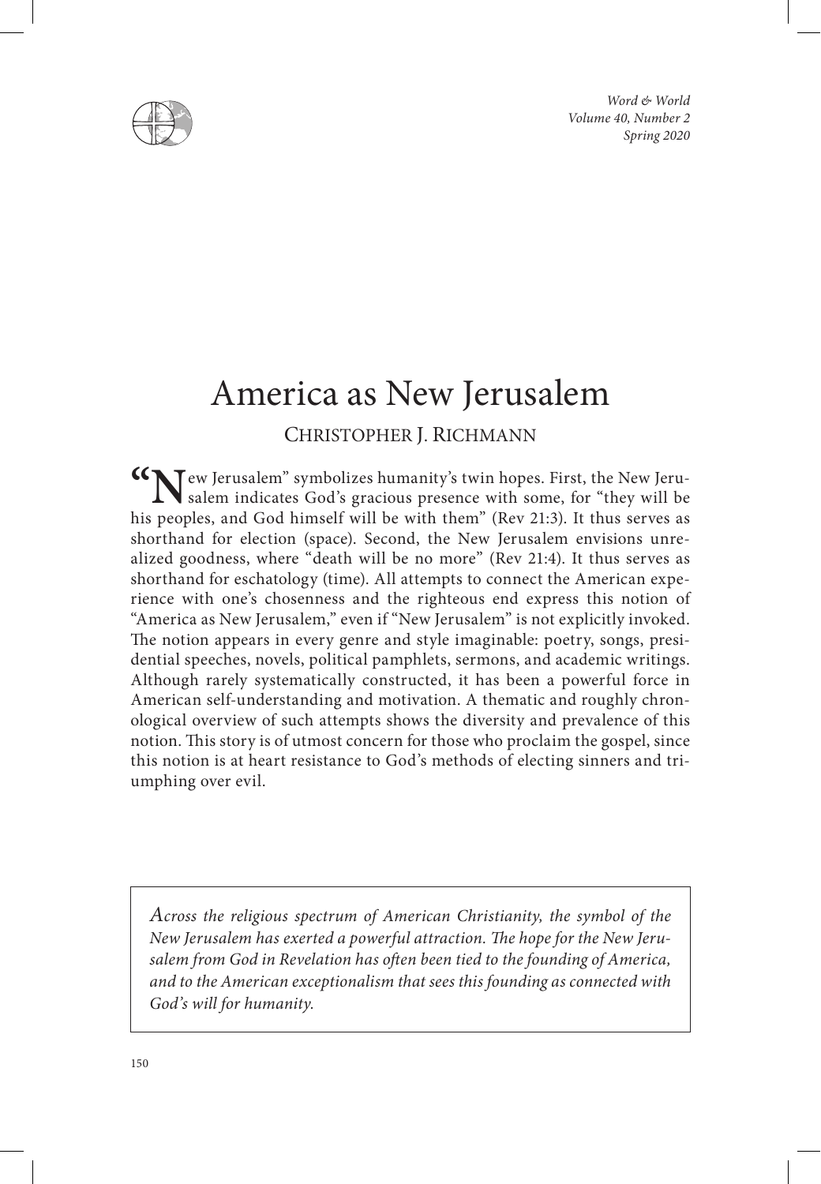# America as New Jerusalem

CHRISTOPHER J. RICHMANN

"New Jerusalem" symbolizes humanity's twin hopes. First, the New Jerusalem indicates God's gracious presence with some, for "they will be his peoples, and God himself will be with them" (Rev 21:3). It thus serves as shorthand for election (space). Second, the New Jerusalem envisions unrealized goodness, where "death will be no more" (Rev 21:4). It thus serves as shorthand for eschatology (time). All attempts to connect the American experience with one's chosenness and the righteous end express this notion of "America as New Jerusalem," even if "New Jerusalem" is not explicitly invoked. The notion appears in every genre and style imaginable: poetry, songs, presidential speeches, novels, political pamphlets, sermons, and academic writings. Although rarely systematically constructed, it has been a powerful force in American self-understanding and motivation. A thematic and roughly chronological overview of such attempts shows the diversity and prevalence of this notion. This story is of utmost concern for those who proclaim the gospel, since this notion is at heart resistance to God's methods of electing sinners and triumphing over evil.

*Across the religious spectrum of American Christianity, the symbol of the New Jerusalem has exerted a powerful attraction. The hope for the New Jerusalem from God in Revelation has often been tied to the founding of America, and to the American exceptionalism that sees this founding as connected with God's will for humanity.*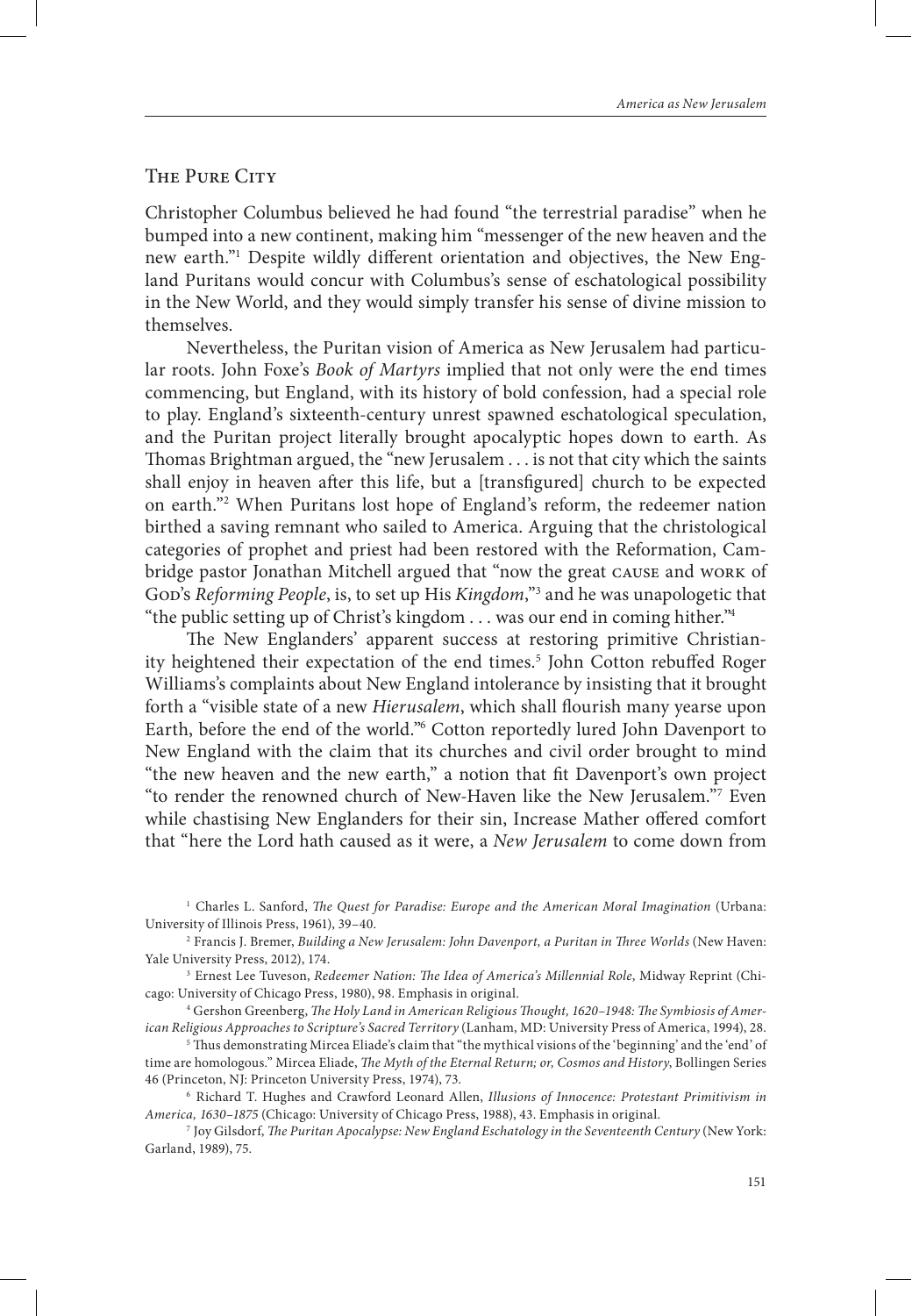## The Pure City

Christopher Columbus believed he had found "the terrestrial paradise" when he bumped into a new continent, making him "messenger of the new heaven and the new earth."[1] Despite wildly different orientation and objectives, the New England Puritans would concur with Columbus's sense of eschatological possibility in the New World, and they would simply transfer his sense of divine mission to themselves.

Nevertheless, the Puritan vision of America as New Jerusalem had particular roots. John Foxe's *Book of Martyrs* implied that not only were the end times commencing, but England, with its history of bold confession, had a special role to play. England's sixteenth-century unrest spawned eschatological speculation, and the Puritan project literally brought apocalyptic hopes down to earth. As Thomas Brightman argued, the "new Jerusalem . . . is not that city which the saints shall enjoy in heaven after this life, but a [transfigured] church to be expected on earth."[2] When Puritans lost hope of England's reform, the redeemer nation birthed a saving remnant who sailed to America. Arguing that the christological categories of prophet and priest had been restored with the Reformation, Cambridge pastor Jonathan Mitchell argued that "now the great CAUSE and WORK of GOD's *Reforming People*, is, to set up His *Kingdom*,"[3] and he was unapologetic that "the public setting up of Christ's kingdom . . . was our end in coming hither."[4]

The New Englanders' apparent success at restoring primitive Christianity heightened their expectation of the end times.[5] John Cotton rebuffed Roger Williams's complaints about New England intolerance by insisting that it brought forth a "visible state of a new *Hierusalem*, which shall flourish many yearse upon Earth, before the end of the world."[6] Cotton reportedly lured John Davenport to New England with the claim that its churches and civil order brought to mind "the new heaven and the new earth," a notion that fit Davenport's own project "to render the renowned church of New-Haven like the New Jerusalem."[7] Even while chastising New Englanders for their sin, Increase Mather offered comfort that "here the Lord hath caused as it were, a *New Jerusalem* to come down from

---

[1] Charles L. Sanford, *The Quest for Paradise: Europe and the American Moral Imagination* (Urbana: University of Illinois Press, 1961), 39–40.

[2] Francis J. Bremer, *Building a New Jerusalem: John Davenport, a Puritan in Three Worlds* (New Haven: Yale University Press, 2012), 174.

[3] Ernest Lee Tuveson, *Redeemer Nation: The Idea of America's Millennial Role*, Midway Reprint (Chicago: University of Chicago Press, 1980), 98. Emphasis in original.

[4] Gershon Greenberg, *The Holy Land in American Religious Thought, 1620–1948: The Symbiosis of American Religious Approaches to Scripture's Sacred Territory* (Lanham, MD: University Press of America, 1994), 28.

[5] Thus demonstrating Mircea Eliade's claim that "the mythical visions of the 'beginning' and the 'end' of time are homologous." Mircea Eliade, *The Myth of the Eternal Return; or, Cosmos and History*, Bollingen Series 46 (Princeton, NJ: Princeton University Press, 1974), 73.

[6] Richard T. Hughes and Crawford Leonard Allen, *Illusions of Innocence: Protestant Primitivism in America, 1630–1875* (Chicago: University of Chicago Press, 1988), 43. Emphasis in original.

[7] Joy Gilsdorf, *The Puritan Apocalypse: New England Eschatology in the Seventeenth Century* (New York: Garland, 1989), 75.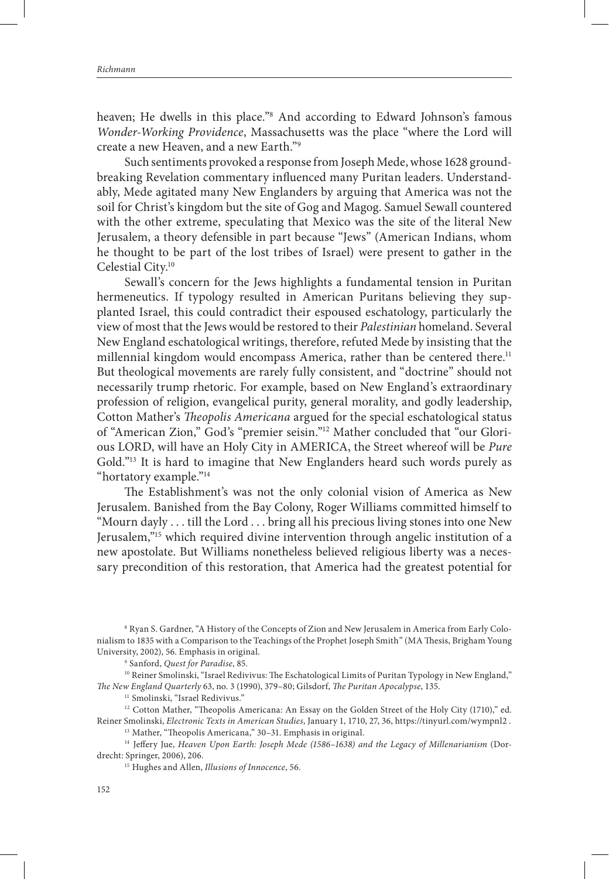heaven; He dwells in this place."[8] And according to Edward Johnson's famous *Wonder-Working Providence*, Massachusetts was the place "where the Lord will create a new Heaven, and a new Earth."[9]

Such sentiments provoked a response from Joseph Mede, whose 1628 groundbreaking Revelation commentary influenced many Puritan leaders. Understandably, Mede agitated many New Englanders by arguing that America was not the soil for Christ's kingdom but the site of Gog and Magog. Samuel Sewall countered with the other extreme, speculating that Mexico was the site of the literal New Jerusalem, a theory defensible in part because "Jews" (American Indians, whom he thought to be part of the lost tribes of Israel) were present to gather in the Celestial City.[10]

Sewall's concern for the Jews highlights a fundamental tension in Puritan hermeneutics. If typology resulted in American Puritans believing they supplanted Israel, this could contradict their espoused eschatology, particularly the view of most that the Jews would be restored to their *Palestinian* homeland. Several New England eschatological writings, therefore, refuted Mede by insisting that the millennial kingdom would encompass America, rather than be centered there.[11] But theological movements are rarely fully consistent, and "doctrine" should not necessarily trump rhetoric. For example, based on New England's extraordinary profession of religion, evangelical purity, general morality, and godly leadership, Cotton Mather's *Theopolis Americana* argued for the special eschatological status of "American Zion," God's "premier seisin."[12] Mather concluded that "our Glorious LORD, will have an Holy City in AMERICA, the Street whereof will be *Pure* Gold."[13] It is hard to imagine that New Englanders heard such words purely as "hortatory example."[14]

The Establishment's was not the only colonial vision of America as New Jerusalem. Banished from the Bay Colony, Roger Williams committed himself to "Mourn dayly . . . till the Lord . . . bring all his precious living stones into one New Jerusalem,"[15] which required divine intervention through angelic institution of a new apostolate. But Williams nonetheless believed religious liberty was a necessary precondition of this restoration, that America had the greatest potential for

---

[8] Ryan S. Gardner, "A History of the Concepts of Zion and New Jerusalem in America from Early Colonialism to 1835 with a Comparison to the Teachings of the Prophet Joseph Smith" (MA Thesis, Brigham Young University, 2002), 56. Emphasis in original.

[9] Sanford, *Quest for Paradise*, 85.

[10] Reiner Smolinski, "Israel Redivivus: The Eschatological Limits of Puritan Typology in New England," *The New England Quarterly* 63, no. 3 (1990), 379–80; Gilsdorf, *The Puritan Apocalypse*, 135.

[11] Smolinski, "Israel Redivivus."

[12] Cotton Mather, "Theopolis Americana: An Essay on the Golden Street of the Holy City (1710)," ed. Reiner Smolinski, *Electronic Texts in American Studies*, January 1, 1710, 27, 36, https://tinyurl.com/wympnl2 .

[13] Mather, "Theopolis Americana," 30–31. Emphasis in original.

[14] Jeffery Jue, *Heaven Upon Earth: Joseph Mede (1586–1638) and the Legacy of Millenarianism* (Dordrecht: Springer, 2006), 206.

[15] Hughes and Allen, *Illusions of Innocence*, 56.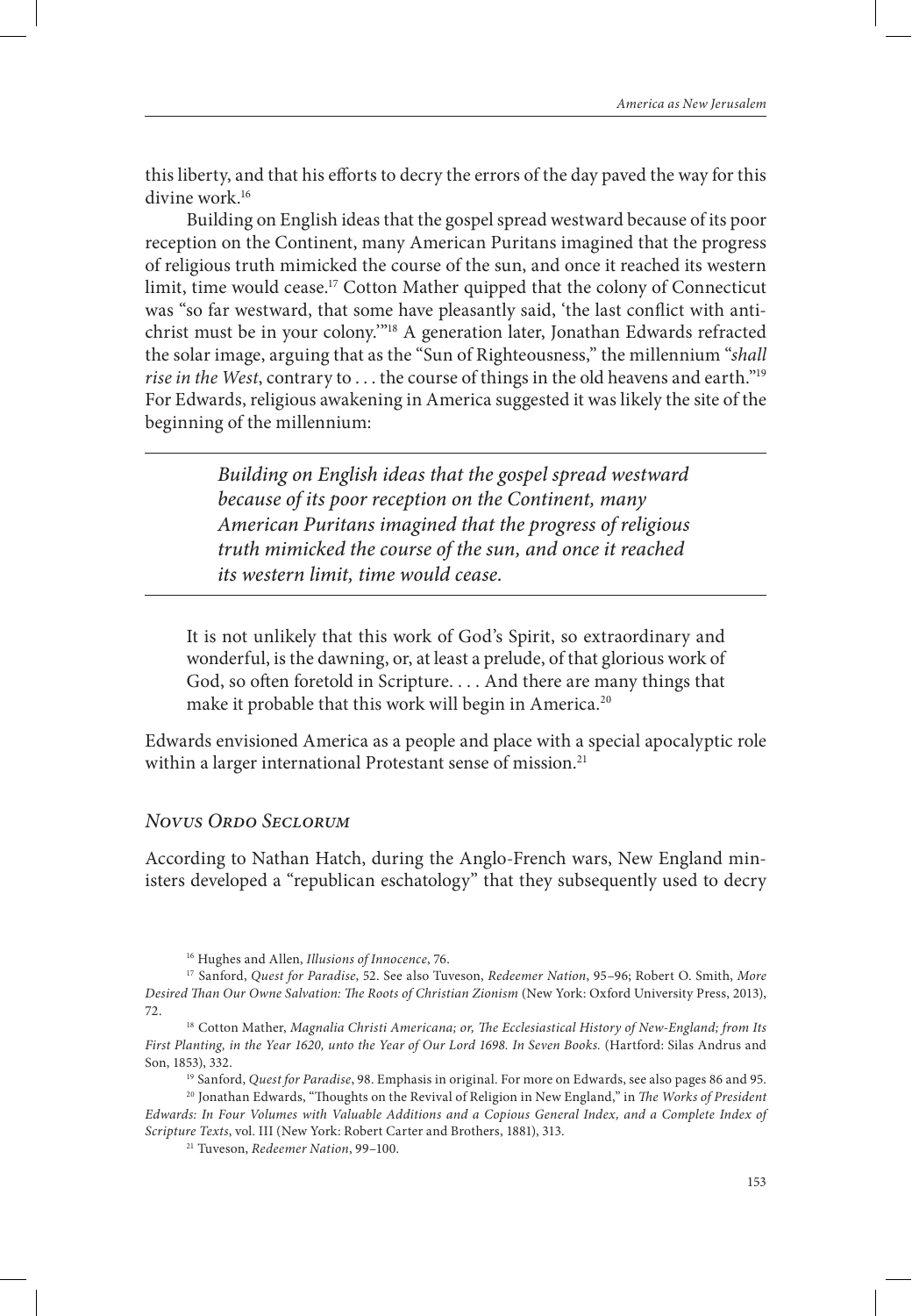this liberty, and that his efforts to decry the errors of the day paved the way for this divine work.[16]

Building on English ideas that the gospel spread westward because of its poor reception on the Continent, many American Puritans imagined that the progress of religious truth mimicked the course of the sun, and once it reached its western limit, time would cease.[17] Cotton Mather quipped that the colony of Connecticut was "so far westward, that some have pleasantly said, 'the last conflict with antichrist must be in your colony.'"[18] A generation later, Jonathan Edwards refracted the solar image, arguing that as the "Sun of Righteousness," the millennium "*shall rise in the West*, contrary to . . . the course of things in the old heavens and earth."[19] For Edwards, religious awakening in America suggested it was likely the site of the beginning of the millennium:

> *Building on English ideas that the gospel spread westward because of its poor reception on the Continent, many American Puritans imagined that the progress of religious truth mimicked the course of the sun, and once it reached its western limit, time would cease.*

> It is not unlikely that this work of God's Spirit, so extraordinary and wonderful, is the dawning, or, at least a prelude, of that glorious work of God, so often foretold in Scripture. . . . And there are many things that make it probable that this work will begin in America.[20]

Edwards envisioned America as a people and place with a special apocalyptic role within a larger international Protestant sense of mission.[21]

### *Novus Ordo Seclorum*

According to Nathan Hatch, during the Anglo-French wars, New England ministers developed a "republican eschatology" that they subsequently used to decry

---

[16] Hughes and Allen, *Illusions of Innocence*, 76.

[17] Sanford, *Quest for Paradise*, 52. See also Tuveson, *Redeemer Nation*, 95–96; Robert O. Smith, *More Desired Than Our Owne Salvation: The Roots of Christian Zionism* (New York: Oxford University Press, 2013), 72.

[18] Cotton Mather, *Magnalia Christi Americana; or, The Ecclesiastical History of New-England; from Its First Planting, in the Year 1620, unto the Year of Our Lord 1698. In Seven Books.* (Hartford: Silas Andrus and Son, 1853), 332.

[19] Sanford, *Quest for Paradise*, 98. Emphasis in original. For more on Edwards, see also pages 86 and 95.

[20] Jonathan Edwards, "Thoughts on the Revival of Religion in New England," in *The Works of President Edwards: In Four Volumes with Valuable Additions and a Copious General Index, and a Complete Index of Scripture Texts*, vol. III (New York: Robert Carter and Brothers, 1881), 313.

[21] Tuveson, *Redeemer Nation*, 99–100.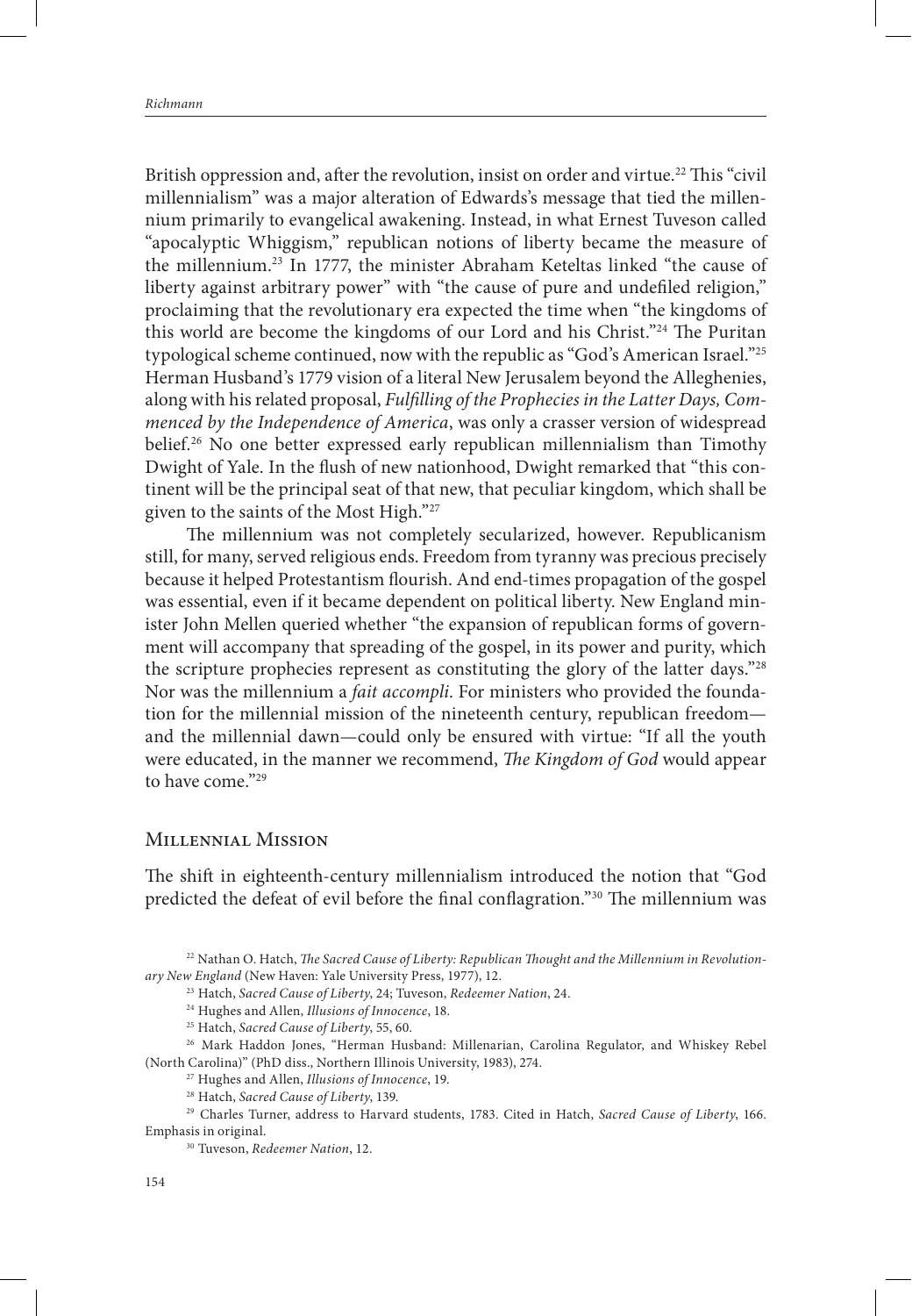British oppression and, after the revolution, insist on order and virtue.[22] This "civil millennialism" was a major alteration of Edwards's message that tied the millennium primarily to evangelical awakening. Instead, in what Ernest Tuveson called "apocalyptic Whiggism," republican notions of liberty became the measure of the millennium.[23] In 1777, the minister Abraham Keteltas linked "the cause of liberty against arbitrary power" with "the cause of pure and undefiled religion," proclaiming that the revolutionary era expected the time when "the kingdoms of this world are become the kingdoms of our Lord and his Christ."[24] The Puritan typological scheme continued, now with the republic as "God's American Israel."[25] Herman Husband's 1779 vision of a literal New Jerusalem beyond the Alleghenies, along with his related proposal, *Fulfilling of the Prophecies in the Latter Days, Commenced by the Independence of America*, was only a crasser version of widespread belief.[26] No one better expressed early republican millennialism than Timothy Dwight of Yale. In the flush of new nationhood, Dwight remarked that "this continent will be the principal seat of that new, that peculiar kingdom, which shall be given to the saints of the Most High."[27]

The millennium was not completely secularized, however. Republicanism still, for many, served religious ends. Freedom from tyranny was precious precisely because it helped Protestantism flourish. And end-times propagation of the gospel was essential, even if it became dependent on political liberty. New England minister John Mellen queried whether "the expansion of republican forms of government will accompany that spreading of the gospel, in its power and purity, which the scripture prophecies represent as constituting the glory of the latter days."[28] Nor was the millennium a *fait accompli*. For ministers who provided the foundation for the millennial mission of the nineteenth century, republican freedom—and the millennial dawn—could only be ensured with virtue: "If all the youth were educated, in the manner we recommend, *The Kingdom of God* would appear to have come."[29]

## Millennial Mission

The shift in eighteenth-century millennialism introduced the notion that "God predicted the defeat of evil before the final conflagration."[30] The millennium was

---

[22] Nathan O. Hatch, *The Sacred Cause of Liberty: Republican Thought and the Millennium in Revolutionary New England* (New Haven: Yale University Press, 1977), 12.

[23] Hatch, *Sacred Cause of Liberty*, 24; Tuveson, *Redeemer Nation*, 24.

[24] Hughes and Allen, *Illusions of Innocence*, 18.

[25] Hatch, *Sacred Cause of Liberty*, 55, 60.

[26] Mark Haddon Jones, "Herman Husband: Millenarian, Carolina Regulator, and Whiskey Rebel (North Carolina)" (PhD diss., Northern Illinois University, 1983), 274.

[27] Hughes and Allen, *Illusions of Innocence*, 19.

[28] Hatch, *Sacred Cause of Liberty*, 139.

[29] Charles Turner, address to Harvard students, 1783. Cited in Hatch, *Sacred Cause of Liberty*, 166. Emphasis in original.

[30] Tuveson, *Redeemer Nation*, 12.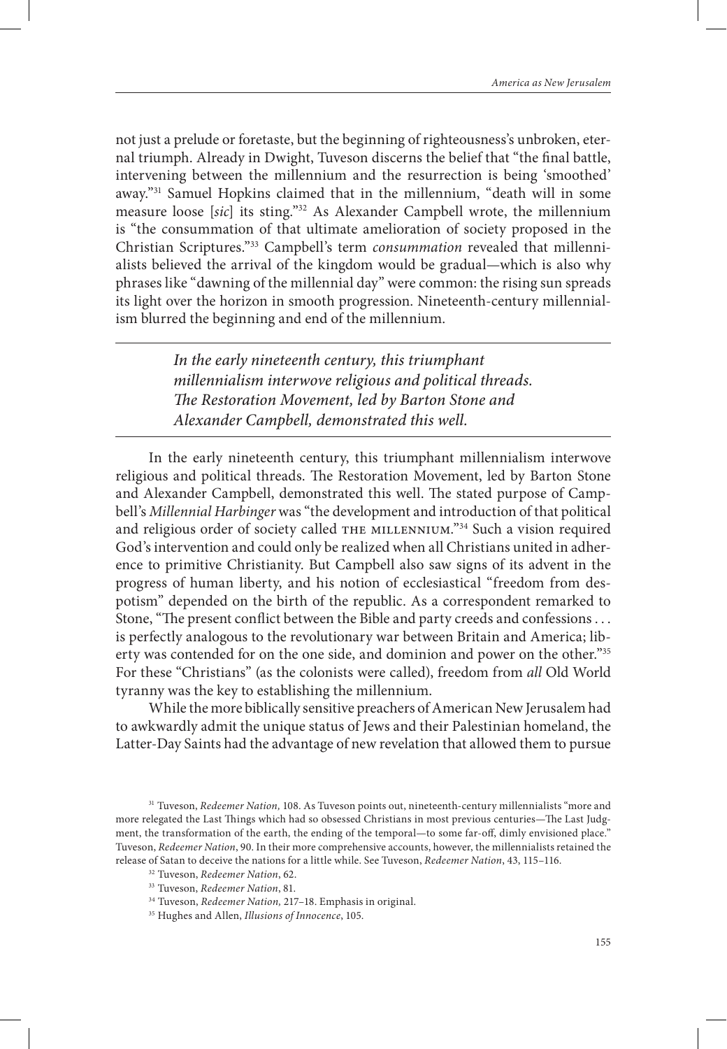not just a prelude or foretaste, but the beginning of righteousness's unbroken, eternal triumph. Already in Dwight, Tuveson discerns the belief that "the final battle, intervening between the millennium and the resurrection is being 'smoothed' away."[31] Samuel Hopkins claimed that in the millennium, "death will in some measure loose [*sic*] its sting."[32] As Alexander Campbell wrote, the millennium is "the consummation of that ultimate amelioration of society proposed in the Christian Scriptures."[33] Campbell's term *consummation* revealed that millennialists believed the arrival of the kingdom would be gradual—which is also why phrases like "dawning of the millennial day" were common: the rising sun spreads its light over the horizon in smooth progression. Nineteenth-century millennialism blurred the beginning and end of the millennium.

---

*In the early nineteenth century, this triumphant millennialism interwove religious and political threads. The Restoration Movement, led by Barton Stone and Alexander Campbell, demonstrated this well.*

---

In the early nineteenth century, this triumphant millennialism interwove religious and political threads. The Restoration Movement, led by Barton Stone and Alexander Campbell, demonstrated this well. The stated purpose of Campbell's *Millennial Harbinger* was "the development and introduction of that political and religious order of society called THE MILLENNIUM."[34] Such a vision required God's intervention and could only be realized when all Christians united in adherence to primitive Christianity. But Campbell also saw signs of its advent in the progress of human liberty, and his notion of ecclesiastical "freedom from despotism" depended on the birth of the republic. As a correspondent remarked to Stone, "The present conflict between the Bible and party creeds and confessions . . . is perfectly analogous to the revolutionary war between Britain and America; liberty was contended for on the one side, and dominion and power on the other."[35] For these "Christians" (as the colonists were called), freedom from *all* Old World tyranny was the key to establishing the millennium.

While the more biblically sensitive preachers of American New Jerusalem had to awkwardly admit the unique status of Jews and their Palestinian homeland, the Latter-Day Saints had the advantage of new revelation that allowed them to pursue

[31] Tuveson, *Redeemer Nation,* 108. As Tuveson points out, nineteenth-century millennialists "more and more relegated the Last Things which had so obsessed Christians in most previous centuries—The Last Judgment, the transformation of the earth, the ending of the temporal—to some far-off, dimly envisioned place." Tuveson, *Redeemer Nation*, 90. In their more comprehensive accounts, however, the millennialists retained the release of Satan to deceive the nations for a little while. See Tuveson, *Redeemer Nation*, 43, 115–116.

[32] Tuveson, *Redeemer Nation*, 62.

[33] Tuveson, *Redeemer Nation*, 81.

[34] Tuveson, *Redeemer Nation,* 217–18. Emphasis in original.

[35] Hughes and Allen, *Illusions of Innocence*, 105.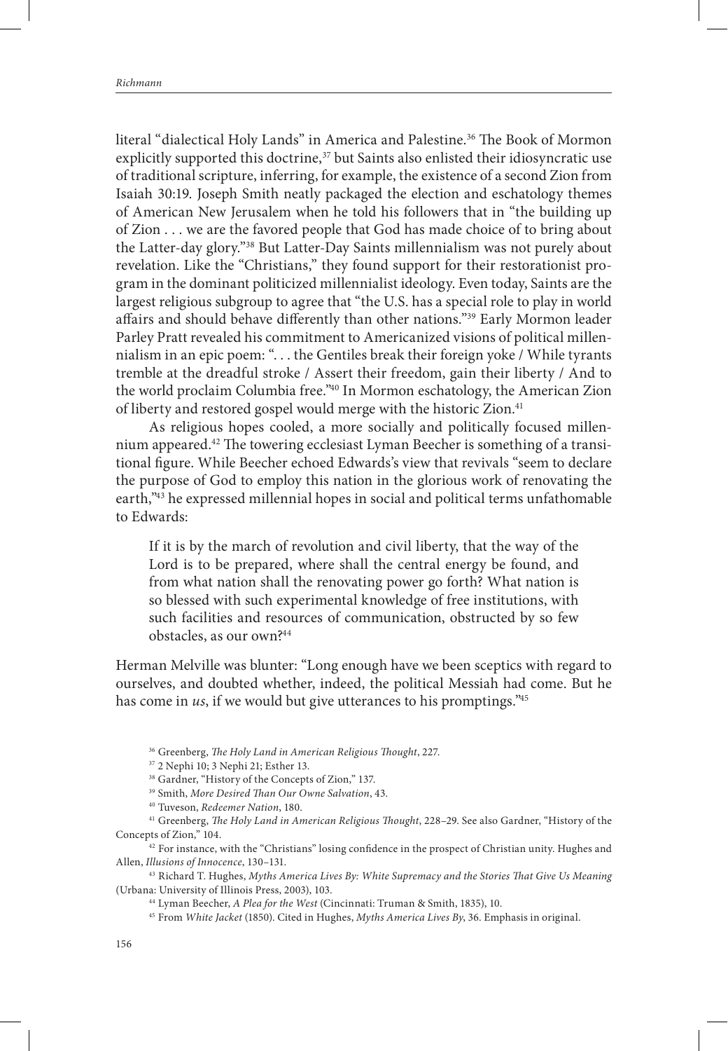literal "dialectical Holy Lands" in America and Palestine.[36] The Book of Mormon explicitly supported this doctrine,[37] but Saints also enlisted their idiosyncratic use of traditional scripture, inferring, for example, the existence of a second Zion from Isaiah 30:19. Joseph Smith neatly packaged the election and eschatology themes of American New Jerusalem when he told his followers that in "the building up of Zion . . . we are the favored people that God has made choice of to bring about the Latter-day glory."[38] But Latter-Day Saints millennialism was not purely about revelation. Like the "Christians," they found support for their restorationist program in the dominant politicized millennialist ideology. Even today, Saints are the largest religious subgroup to agree that "the U.S. has a special role to play in world affairs and should behave differently than other nations."[39] Early Mormon leader Parley Pratt revealed his commitment to Americanized visions of political millennialism in an epic poem: ". . . the Gentiles break their foreign yoke / While tyrants tremble at the dreadful stroke / Assert their freedom, gain their liberty / And to the world proclaim Columbia free."[40] In Mormon eschatology, the American Zion of liberty and restored gospel would merge with the historic Zion.[41]

As religious hopes cooled, a more socially and politically focused millennium appeared.[42] The towering ecclesiast Lyman Beecher is something of a transitional figure. While Beecher echoed Edwards's view that revivals "seem to declare the purpose of God to employ this nation in the glorious work of renovating the earth,"[43] he expressed millennial hopes in social and political terms unfathomable to Edwards:

> If it is by the march of revolution and civil liberty, that the way of the Lord is to be prepared, where shall the central energy be found, and from what nation shall the renovating power go forth? What nation is so blessed with such experimental knowledge of free institutions, with such facilities and resources of communication, obstructed by so few obstacles, as our own?[44]

Herman Melville was blunter: "Long enough have we been sceptics with regard to ourselves, and doubted whether, indeed, the political Messiah had come. But he has come in *us*, if we would but give utterances to his promptings."[45]

---

[36] Greenberg, *The Holy Land in American Religious Thought*, 227.

[37] 2 Nephi 10; 3 Nephi 21; Esther 13.

[38] Gardner, "History of the Concepts of Zion," 137.

[39] Smith, *More Desired Than Our Owne Salvation*, 43.

[40] Tuveson, *Redeemer Nation*, 180.

[41] Greenberg, *The Holy Land in American Religious Thought*, 228–29. See also Gardner, "History of the Concepts of Zion," 104.

[42] For instance, with the "Christians" losing confidence in the prospect of Christian unity. Hughes and Allen, *Illusions of Innocence*, 130–131.

[43] Richard T. Hughes, *Myths America Lives By: White Supremacy and the Stories That Give Us Meaning* (Urbana: University of Illinois Press, 2003), 103.

[44] Lyman Beecher, *A Plea for the West* (Cincinnati: Truman & Smith, 1835), 10.

[45] From *White Jacket* (1850). Cited in Hughes, *Myths America Lives By*, 36. Emphasis in original.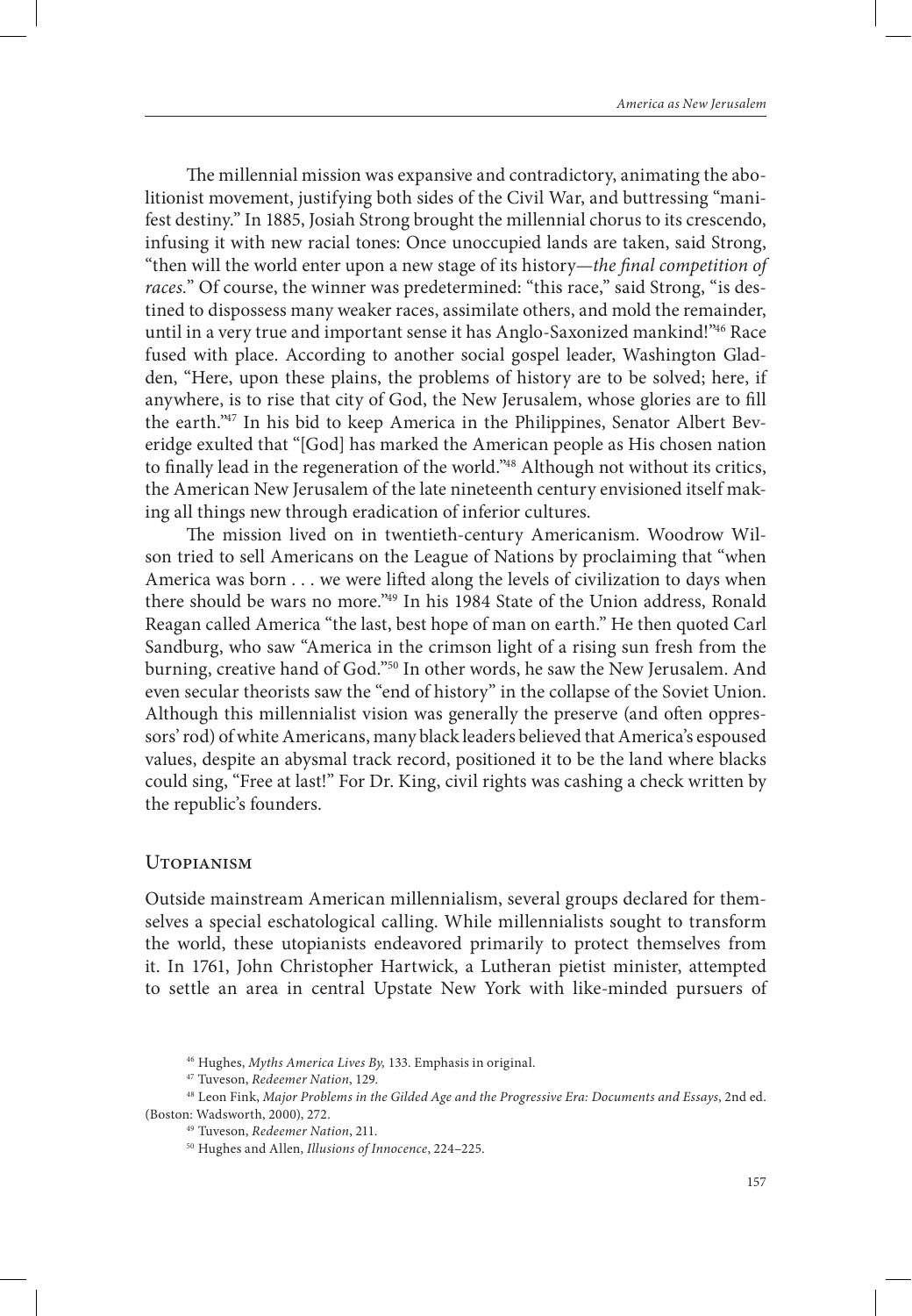The millennial mission was expansive and contradictory, animating the abolitionist movement, justifying both sides of the Civil War, and buttressing "manifest destiny." In 1885, Josiah Strong brought the millennial chorus to its crescendo, infusing it with new racial tones: Once unoccupied lands are taken, said Strong, "then will the world enter upon a new stage of its history—*the final competition of races.*" Of course, the winner was predetermined: "this race," said Strong, "is destined to dispossess many weaker races, assimilate others, and mold the remainder, until in a very true and important sense it has Anglo-Saxonized mankind!"[46] Race fused with place. According to another social gospel leader, Washington Gladden, "Here, upon these plains, the problems of history are to be solved; here, if anywhere, is to rise that city of God, the New Jerusalem, whose glories are to fill the earth."[47] In his bid to keep America in the Philippines, Senator Albert Beveridge exulted that "[God] has marked the American people as His chosen nation to finally lead in the regeneration of the world."[48] Although not without its critics, the American New Jerusalem of the late nineteenth century envisioned itself making all things new through eradication of inferior cultures.

The mission lived on in twentieth-century Americanism. Woodrow Wilson tried to sell Americans on the League of Nations by proclaiming that "when America was born . . . we were lifted along the levels of civilization to days when there should be wars no more."[49] In his 1984 State of the Union address, Ronald Reagan called America "the last, best hope of man on earth." He then quoted Carl Sandburg, who saw "America in the crimson light of a rising sun fresh from the burning, creative hand of God."[50] In other words, he saw the New Jerusalem. And even secular theorists saw the "end of history" in the collapse of the Soviet Union. Although this millennialist vision was generally the preserve (and often oppressors' rod) of white Americans, many black leaders believed that America's espoused values, despite an abysmal track record, positioned it to be the land where blacks could sing, "Free at last!" For Dr. King, civil rights was cashing a check written by the republic's founders.

## Utopianism

Outside mainstream American millennialism, several groups declared for themselves a special eschatological calling. While millennialists sought to transform the world, these utopianists endeavored primarily to protect themselves from it. In 1761, John Christopher Hartwick, a Lutheran pietist minister, attempted to settle an area in central Upstate New York with like-minded pursuers of

---

[46] Hughes, *Myths America Lives By,* 133. Emphasis in original.

[47] Tuveson, *Redeemer Nation*, 129.

[48] Leon Fink, *Major Problems in the Gilded Age and the Progressive Era: Documents and Essays*, 2nd ed. (Boston: Wadsworth, 2000), 272.

[49] Tuveson, *Redeemer Nation*, 211.

[50] Hughes and Allen, *Illusions of Innocence*, 224–225.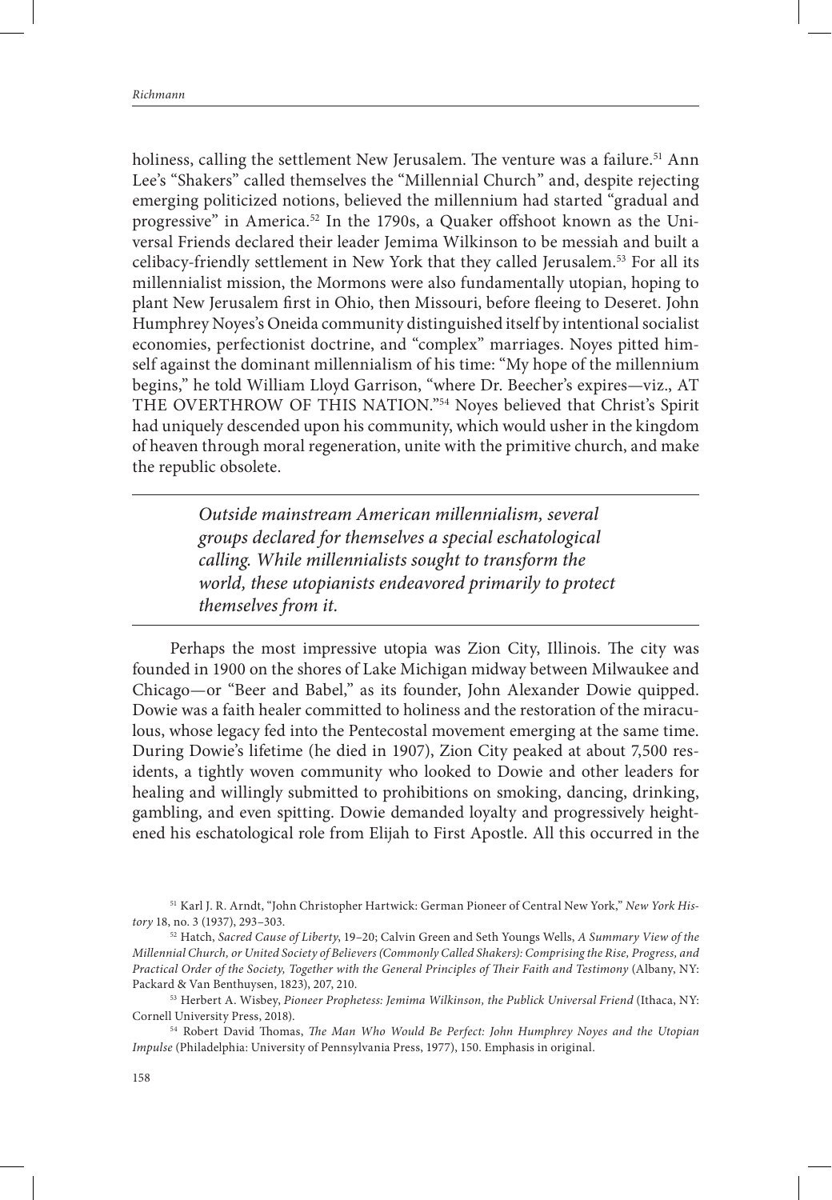holiness, calling the settlement New Jerusalem. The venture was a failure.[51] Ann Lee's "Shakers" called themselves the "Millennial Church" and, despite rejecting emerging politicized notions, believed the millennium had started "gradual and progressive" in America.[52] In the 1790s, a Quaker offshoot known as the Universal Friends declared their leader Jemima Wilkinson to be messiah and built a celibacy-friendly settlement in New York that they called Jerusalem.[53] For all its millennialist mission, the Mormons were also fundamentally utopian, hoping to plant New Jerusalem first in Ohio, then Missouri, before fleeing to Deseret. John Humphrey Noyes's Oneida community distinguished itself by intentional socialist economies, perfectionist doctrine, and "complex" marriages. Noyes pitted himself against the dominant millennialism of his time: "My hope of the millennium begins," he told William Lloyd Garrison, "where Dr. Beecher's expires—viz., AT THE OVERTHROW OF THIS NATION."[54] Noyes believed that Christ's Spirit had uniquely descended upon his community, which would usher in the kingdom of heaven through moral regeneration, unite with the primitive church, and make the republic obsolete.

> *Outside mainstream American millennialism, several groups declared for themselves a special eschatological calling. While millennialists sought to transform the world, these utopianists endeavored primarily to protect themselves from it.*

Perhaps the most impressive utopia was Zion City, Illinois. The city was founded in 1900 on the shores of Lake Michigan midway between Milwaukee and Chicago—or "Beer and Babel," as its founder, John Alexander Dowie quipped. Dowie was a faith healer committed to holiness and the restoration of the miraculous, whose legacy fed into the Pentecostal movement emerging at the same time. During Dowie's lifetime (he died in 1907), Zion City peaked at about 7,500 residents, a tightly woven community who looked to Dowie and other leaders for healing and willingly submitted to prohibitions on smoking, dancing, drinking, gambling, and even spitting. Dowie demanded loyalty and progressively heightened his eschatological role from Elijah to First Apostle. All this occurred in the

---

[51] Karl J. R. Arndt, "John Christopher Hartwick: German Pioneer of Central New York," *New York History* 18, no. 3 (1937), 293–303.

[52] Hatch, *Sacred Cause of Liberty*, 19–20; Calvin Green and Seth Youngs Wells, *A Summary View of the Millennial Church, or United Society of Believers (Commonly Called Shakers): Comprising the Rise, Progress, and Practical Order of the Society, Together with the General Principles of Their Faith and Testimony* (Albany, NY: Packard & Van Benthuysen, 1823), 207, 210.

[53] Herbert A. Wisbey, *Pioneer Prophetess: Jemima Wilkinson, the Publick Universal Friend* (Ithaca, NY: Cornell University Press, 2018).

[54] Robert David Thomas, *The Man Who Would Be Perfect: John Humphrey Noyes and the Utopian Impulse* (Philadelphia: University of Pennsylvania Press, 1977), 150. Emphasis in original.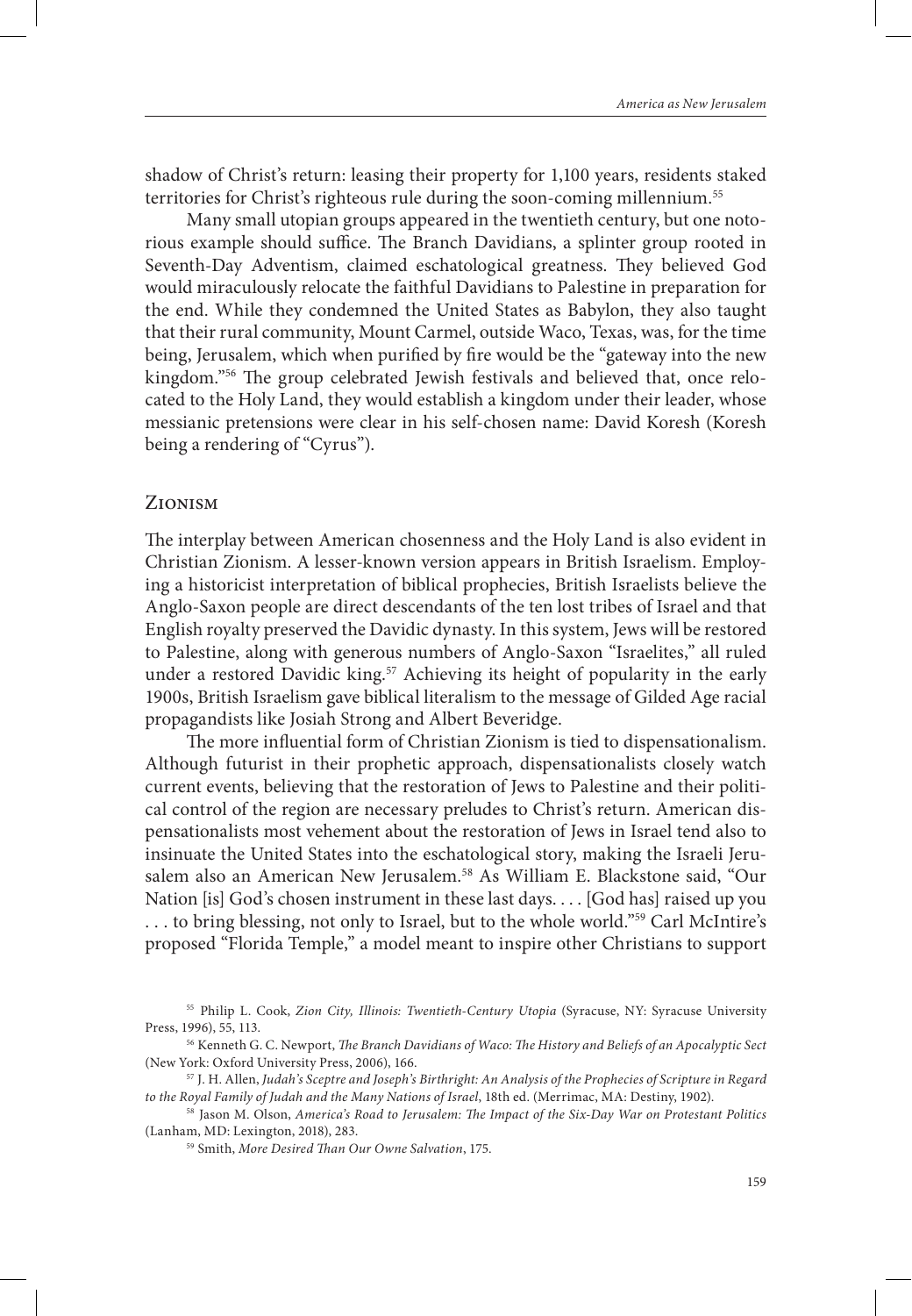shadow of Christ's return: leasing their property for 1,100 years, residents staked territories for Christ's righteous rule during the soon-coming millennium.[55]

Many small utopian groups appeared in the twentieth century, but one notorious example should suffice. The Branch Davidians, a splinter group rooted in Seventh-Day Adventism, claimed eschatological greatness. They believed God would miraculously relocate the faithful Davidians to Palestine in preparation for the end. While they condemned the United States as Babylon, they also taught that their rural community, Mount Carmel, outside Waco, Texas, was, for the time being, Jerusalem, which when purified by fire would be the "gateway into the new kingdom."[56] The group celebrated Jewish festivals and believed that, once relocated to the Holy Land, they would establish a kingdom under their leader, whose messianic pretensions were clear in his self-chosen name: David Koresh (Koresh being a rendering of "Cyrus").

## Zionism

The interplay between American chosenness and the Holy Land is also evident in Christian Zionism. A lesser-known version appears in British Israelism. Employing a historicist interpretation of biblical prophecies, British Israelists believe the Anglo-Saxon people are direct descendants of the ten lost tribes of Israel and that English royalty preserved the Davidic dynasty. In this system, Jews will be restored to Palestine, along with generous numbers of Anglo-Saxon "Israelites," all ruled under a restored Davidic king.[57] Achieving its height of popularity in the early 1900s, British Israelism gave biblical literalism to the message of Gilded Age racial propagandists like Josiah Strong and Albert Beveridge.

The more influential form of Christian Zionism is tied to dispensationalism. Although futurist in their prophetic approach, dispensationalists closely watch current events, believing that the restoration of Jews to Palestine and their political control of the region are necessary preludes to Christ's return. American dispensationalists most vehement about the restoration of Jews in Israel tend also to insinuate the United States into the eschatological story, making the Israeli Jerusalem also an American New Jerusalem.[58] As William E. Blackstone said, "Our Nation [is] God's chosen instrument in these last days. . . . [God has] raised up you . . . to bring blessing, not only to Israel, but to the whole world."[59] Carl McIntire's proposed "Florida Temple," a model meant to inspire other Christians to support

[55] Philip L. Cook, *Zion City, Illinois: Twentieth-Century Utopia* (Syracuse, NY: Syracuse University Press, 1996), 55, 113.

[56] Kenneth G. C. Newport, *The Branch Davidians of Waco: The History and Beliefs of an Apocalyptic Sect* (New York: Oxford University Press, 2006), 166.

[57] J. H. Allen, *Judah's Sceptre and Joseph's Birthright: An Analysis of the Prophecies of Scripture in Regard to the Royal Family of Judah and the Many Nations of Israel*, 18th ed. (Merrimac, MA: Destiny, 1902).

[58] Jason M. Olson, *America's Road to Jerusalem: The Impact of the Six-Day War on Protestant Politics* (Lanham, MD: Lexington, 2018), 283.

[59] Smith, *More Desired Than Our Owne Salvation*, 175.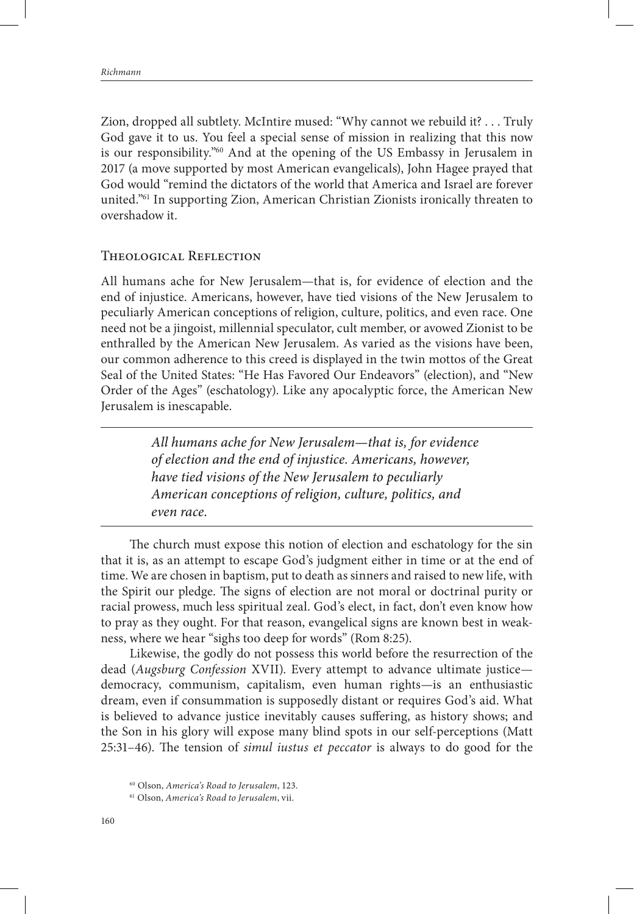Zion, dropped all subtlety. McIntire mused: "Why cannot we rebuild it? . . . Truly God gave it to us. You feel a special sense of mission in realizing that this now is our responsibility."[60] And at the opening of the US Embassy in Jerusalem in 2017 (a move supported by most American evangelicals), John Hagee prayed that God would "remind the dictators of the world that America and Israel are forever united."[61] In supporting Zion, American Christian Zionists ironically threaten to overshadow it.

## Theological Reflection

All humans ache for New Jerusalem—that is, for evidence of election and the end of injustice. Americans, however, have tied visions of the New Jerusalem to peculiarly American conceptions of religion, culture, politics, and even race. One need not be a jingoist, millennial speculator, cult member, or avowed Zionist to be enthralled by the American New Jerusalem. As varied as the visions have been, our common adherence to this creed is displayed in the twin mottos of the Great Seal of the United States: "He Has Favored Our Endeavors" (election), and "New Order of the Ages" (eschatology). Like any apocalyptic force, the American New Jerusalem is inescapable.

> *All humans ache for New Jerusalem—that is, for evidence of election and the end of injustice. Americans, however, have tied visions of the New Jerusalem to peculiarly American conceptions of religion, culture, politics, and even race.*

The church must expose this notion of election and eschatology for the sin that it is, as an attempt to escape God's judgment either in time or at the end of time. We are chosen in baptism, put to death as sinners and raised to new life, with the Spirit our pledge. The signs of election are not moral or doctrinal purity or racial prowess, much less spiritual zeal. God's elect, in fact, don't even know how to pray as they ought. For that reason, evangelical signs are known best in weakness, where we hear "sighs too deep for words" (Rom 8:25).

Likewise, the godly do not possess this world before the resurrection of the dead (*Augsburg Confession* XVII). Every attempt to advance ultimate justice—democracy, communism, capitalism, even human rights—is an enthusiastic dream, even if consummation is supposedly distant or requires God's aid. What is believed to advance justice inevitably causes suffering, as history shows; and the Son in his glory will expose many blind spots in our self-perceptions (Matt 25:31–46). The tension of *simul iustus et peccator* is always to do good for the

[60] Olson, *America's Road to Jerusalem*, 123.

[61] Olson, *America's Road to Jerusalem*, vii.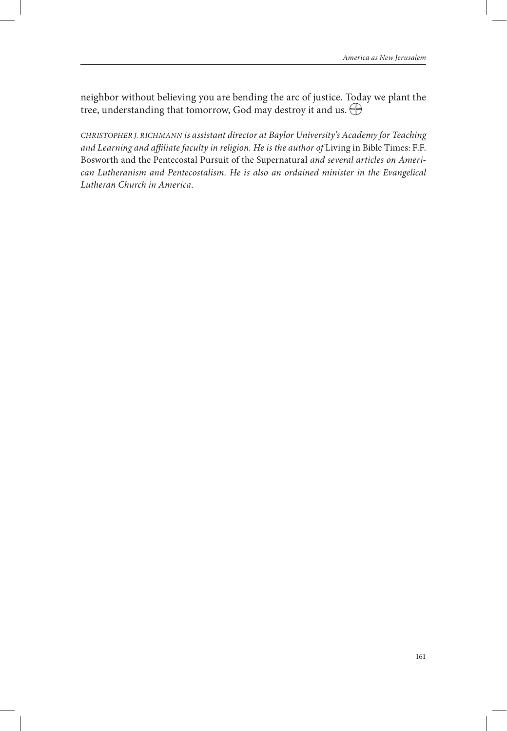neighbor without believing you are bending the arc of justice. Today we plant the tree, understanding that tomorrow, God may destroy it and us.

*CHRISTOPHER J. RICHMANN is assistant director at Baylor University's Academy for Teaching and Learning and affiliate faculty in religion. He is the author of* Living in Bible Times: F.F. Bosworth and the Pentecostal Pursuit of the Supernatural *and several articles on American Lutheranism and Pentecostalism. He is also an ordained minister in the Evangelical Lutheran Church in America.*